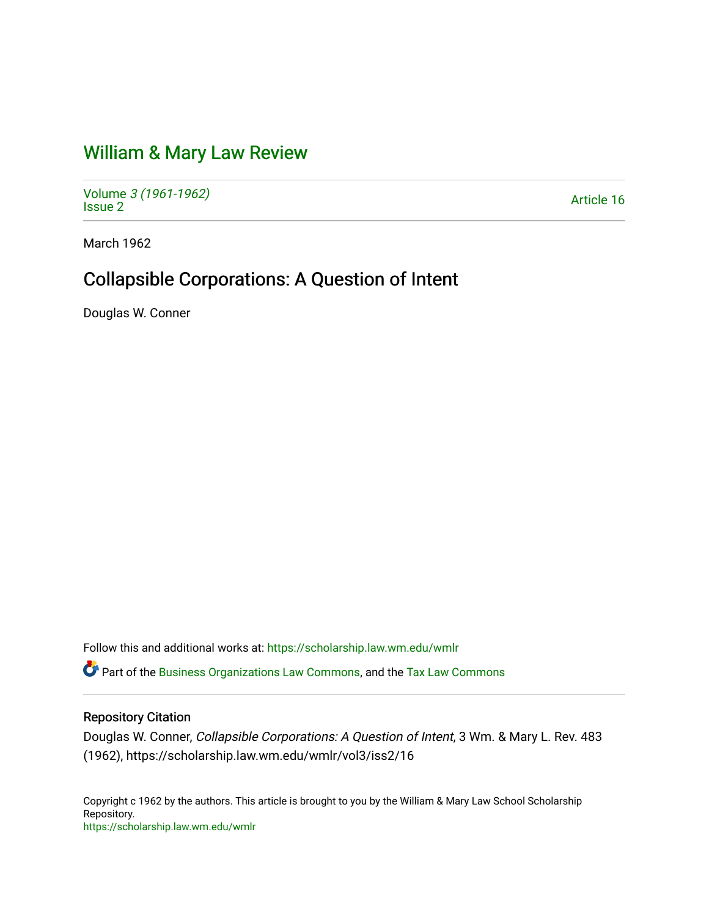# William & Mary Law Review

Volume 3 (1961-1962)
Issue 2

Article 16

March 1962

## Collapsible Corporations: A Question of Intent

Douglas W. Conner

Follow this and additional works at: https://scholarship.law.wm.edu/wmlr

Part of the Business Organizations Law Commons, and the Tax Law Commons

### Repository Citation

Douglas W. Conner, *Collapsible Corporations: A Question of Intent*, 3 Wm. & Mary L. Rev. 483 (1962), https://scholarship.law.wm.edu/wmlr/vol3/iss2/16

Copyright c 1962 by the authors. This article is brought to you by the William & Mary Law School Scholarship Repository.
https://scholarship.law.wm.edu/wmlr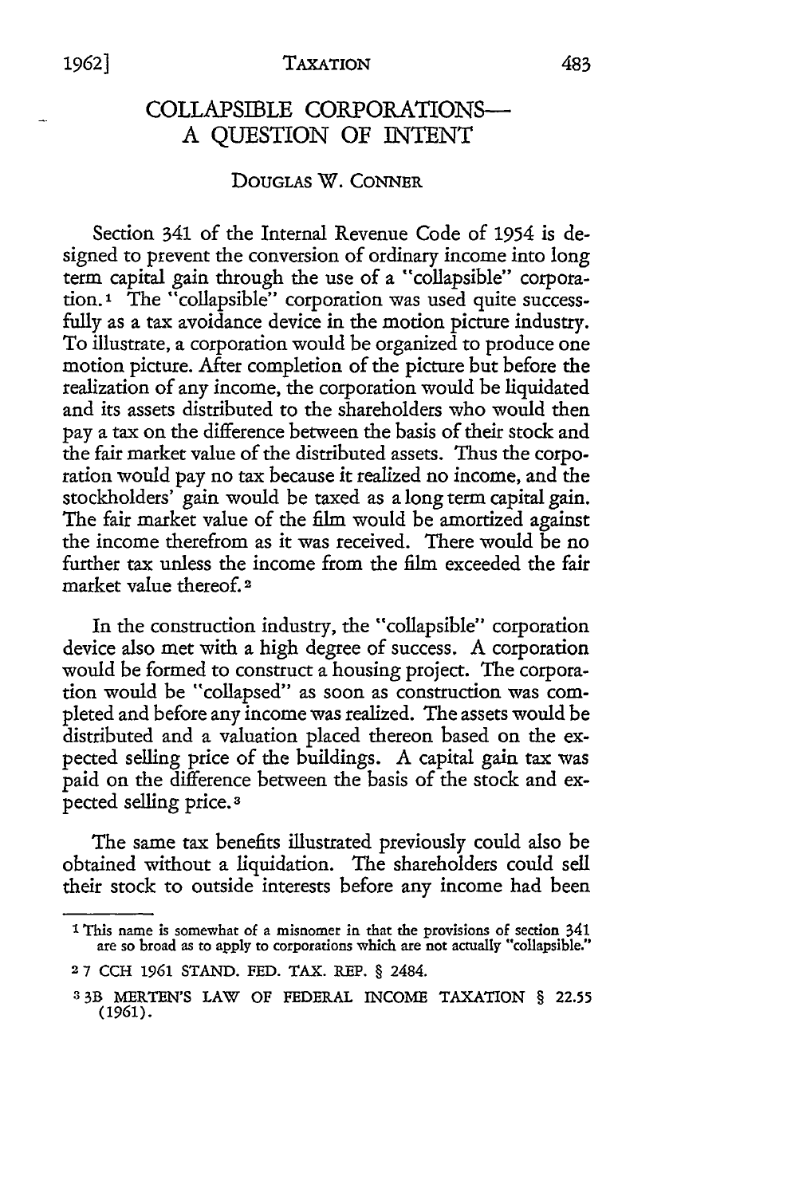# COLLAPSIBLE CORPORATIONS—A QUESTION OF INTENT

DOUGLAS W. CONNER

Section 341 of the Internal Revenue Code of 1954 is designed to prevent the conversion of ordinary income into long term capital gain through the use of a "collapsible" corporation.[1] The "collapsible" corporation was used quite successfully as a tax avoidance device in the motion picture industry. To illustrate, a corporation would be organized to produce one motion picture. After completion of the picture but before the realization of any income, the corporation would be liquidated and its assets distributed to the shareholders who would then pay a tax on the difference between the basis of their stock and the fair market value of the distributed assets. Thus the corporation would pay no tax because it realized no income, and the stockholders' gain would be taxed as a long term capital gain. The fair market value of the film would be amortized against the income therefrom as it was received. There would be no further tax unless the income from the film exceeded the fair market value thereof.[2]

In the construction industry, the "collapsible" corporation device also met with a high degree of success. A corporation would be formed to construct a housing project. The corporation would be "collapsed" as soon as construction was completed and before any income was realized. The assets would be distributed and a valuation placed thereon based on the expected selling price of the buildings. A capital gain tax was paid on the difference between the basis of the stock and expected selling price.[3]

The same tax benefits illustrated previously could also be obtained without a liquidation. The shareholders could sell their stock to outside interests before any income had been

---

[1] This name is somewhat of a misnomer in that the provisions of section 341 are so broad as to apply to corporations which are not actually "collapsible."

[2] 7 CCH 1961 STAND. FED. TAX. REP. § 2484.

[3] 3B MERTEN'S LAW OF FEDERAL INCOME TAXATION § 22.55 (1961).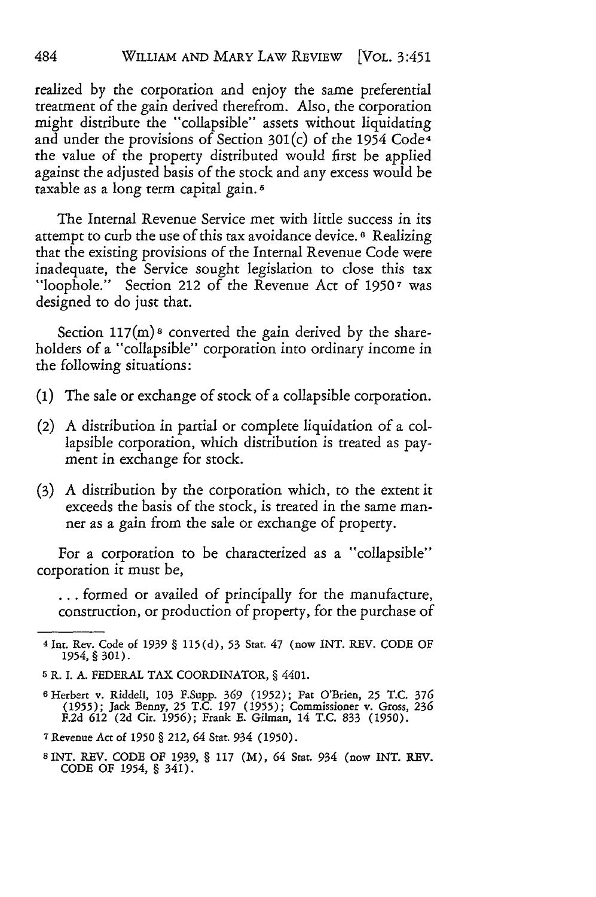realized by the corporation and enjoy the same preferential treatment of the gain derived therefrom. Also, the corporation might distribute the "collapsible" assets without liquidating and under the provisions of Section 301(c) of the 1954 Code[4] the value of the property distributed would first be applied against the adjusted basis of the stock and any excess would be taxable as a long term capital gain.[5]

The Internal Revenue Service met with little success in its attempt to curb the use of this tax avoidance device.[6] Realizing that the existing provisions of the Internal Revenue Code were inadequate, the Service sought legislation to close this tax "loophole." Section 212 of the Revenue Act of 1950[7] was designed to do just that.

Section 117(m)[8] converted the gain derived by the shareholders of a "collapsible" corporation into ordinary income in the following situations:

(1) The sale or exchange of stock of a collapsible corporation.

(2) A distribution in partial or complete liquidation of a collapsible corporation, which distribution is treated as payment in exchange for stock.

(3) A distribution by the corporation which, to the extent it exceeds the basis of the stock, is treated in the same manner as a gain from the sale or exchange of property.

For a corporation to be characterized as a "collapsible" corporation it must be,

> . . . formed or availed of principally for the manufacture, construction, or production of property, for the purchase of

---

[4] Int. Rev. Code of 1939 § 115(d), 53 Stat. 47 (now INT. REV. CODE OF 1954, § 301).

[5] R. I. A. FEDERAL TAX COORDINATOR, § 4401.

[6] Herbert v. Riddell, 103 F.Supp. 369 (1952); Pat O'Brien, 25 T.C. 376 (1955); Jack Benny, 25 T.C. 197 (1955); Commissioner v. Gross, 236 F.2d 612 (2d Cir. 1956); Frank E. Gilman, 14 T.C. 833 (1950).

[7] Revenue Act of 1950 § 212, 64 Stat. 934 (1950).

[8] INT. REV. CODE OF 1939, § 117 (M), 64 Stat. 934 (now INT. REV. CODE OF 1954, § 341).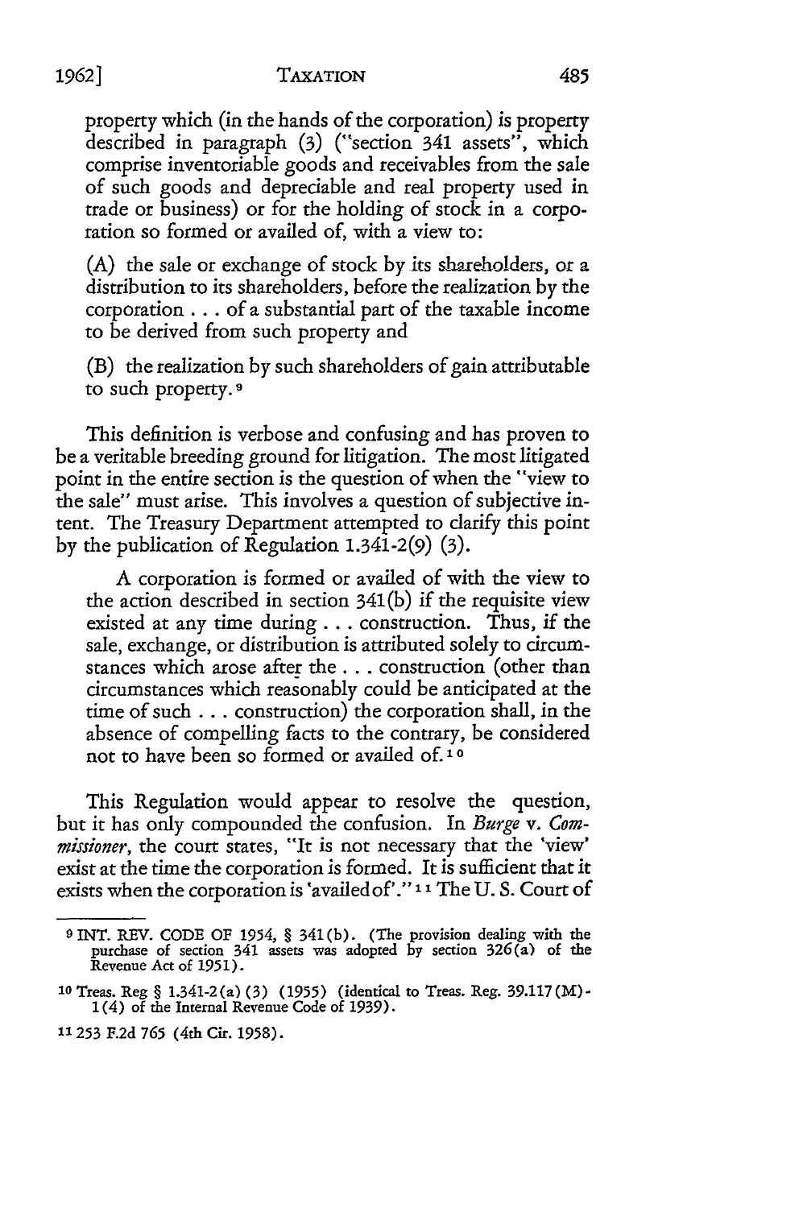property which (in the hands of the corporation) is property described in paragraph (3) ("section 341 assets", which comprise inventoriable goods and receivables from the sale of such goods and depreciable and real property used in trade or business) or for the holding of stock in a corporation so formed or availed of, with a view to:

(A) the sale or exchange of stock by its shareholders, or a distribution to its shareholders, before the realization by the corporation . . . of a substantial part of the taxable income to be derived from such property and

(B) the realization by such shareholders of gain attributable to such property.[9]

This definition is verbose and confusing and has proven to be a veritable breeding ground for litigation. The most litigated point in the entire section is the question of when the "view to the sale" must arise. This involves a question of subjective intent. The Treasury Department attempted to clarify this point by the publication of Regulation 1.341-2(9) (3).

> A corporation is formed or availed of with the view to the action described in section 341(b) if the requisite view existed at any time during . . . construction. Thus, if the sale, exchange, or distribution is attributed solely to circumstances which arose after the . . . construction (other than circumstances which reasonably could be anticipated at the time of such . . . construction) the corporation shall, in the absence of compelling facts to the contrary, be considered not to have been so formed or availed of.[10]

This Regulation would appear to resolve the question, but it has only compounded the confusion. In *Burge* v. *Commissioner*, the court states, "It is not necessary that the 'view' exist at the time the corporation is formed. It is sufficient that it exists when the corporation is 'availed of'."[11] The U. S. Court of

---

[9] INT. REV. CODE OF 1954, § 341(b). (The provision dealing with the purchase of section 341 assets was adopted by section 326(a) of the Revenue Act of 1951).

[10] Treas. Reg § 1.341-2(a) (3) (1955) (identical to Treas. Reg. 39.117(M)-1(4) of the Internal Revenue Code of 1939).

[11] 253 F.2d 765 (4th Cir. 1958).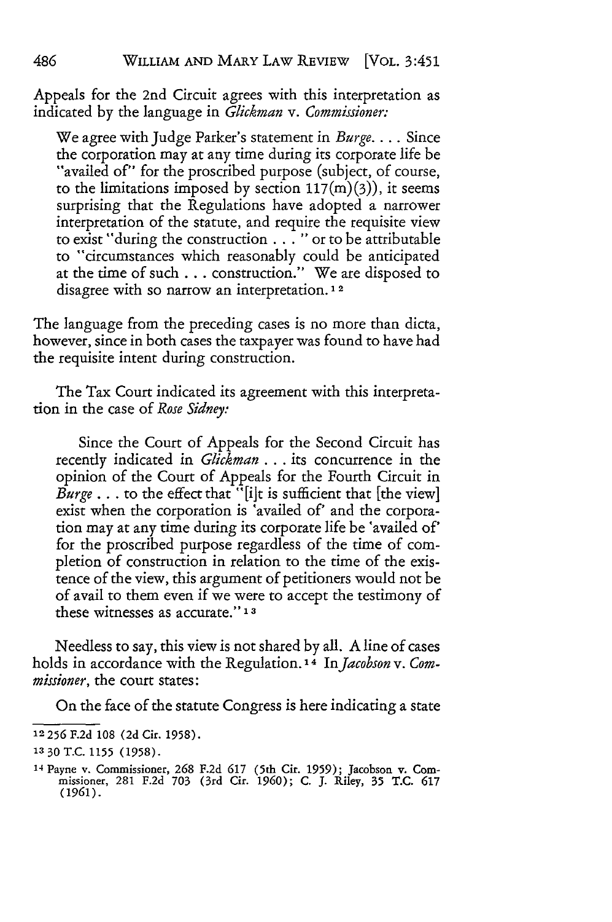Appeals for the 2nd Circuit agrees with this interpretation as indicated by the language in *Glickman* v. *Commissioner:*

> We agree with Judge Parker's statement in *Burge*. . . . Since the corporation may at any time during its corporate life be "availed of" for the proscribed purpose (subject, of course, to the limitations imposed by section 117(m)(3)), it seems surprising that the Regulations have adopted a narrower interpretation of the statute, and require the requisite view to exist "during the construction . . . " or to be attributable to "circumstances which reasonably could be anticipated at the time of such . . . construction." We are disposed to disagree with so narrow an interpretation.[12]

The language from the preceding cases is no more than dicta, however, since in both cases the taxpayer was found to have had the requisite intent during construction.

The Tax Court indicated its agreement with this interpretation in the case of *Rose Sidney:*

> Since the Court of Appeals for the Second Circuit has recently indicated in *Glickman* . . . its concurrence in the opinion of the Court of Appeals for the Fourth Circuit in *Burge* . . . to the effect that "[i]t is sufficient that [the view] exist when the corporation is 'availed of' and the corporation may at any time during its corporate life be 'availed of' for the proscribed purpose regardless of the time of completion of construction in relation to the time of the existence of the view, this argument of petitioners would not be of avail to them even if we were to accept the testimony of these witnesses as accurate."[13]

Needless to say, this view is not shared by all. A line of cases holds in accordance with the Regulation.[14] In *Jacobson* v. *Commissioner*, the court states:

On the face of the statute Congress is here indicating a state

---

[12] 256 F.2d 108 (2d Cir. 1958).

[13] 30 T.C. 1155 (1958).

[14] Payne v. Commissioner, 268 F.2d 617 (5th Cir. 1959); Jacobson v. Commissioner, 281 F.2d 703 (3rd Cir. 1960); C. J. Riley, 35 T.C. 617 (1961).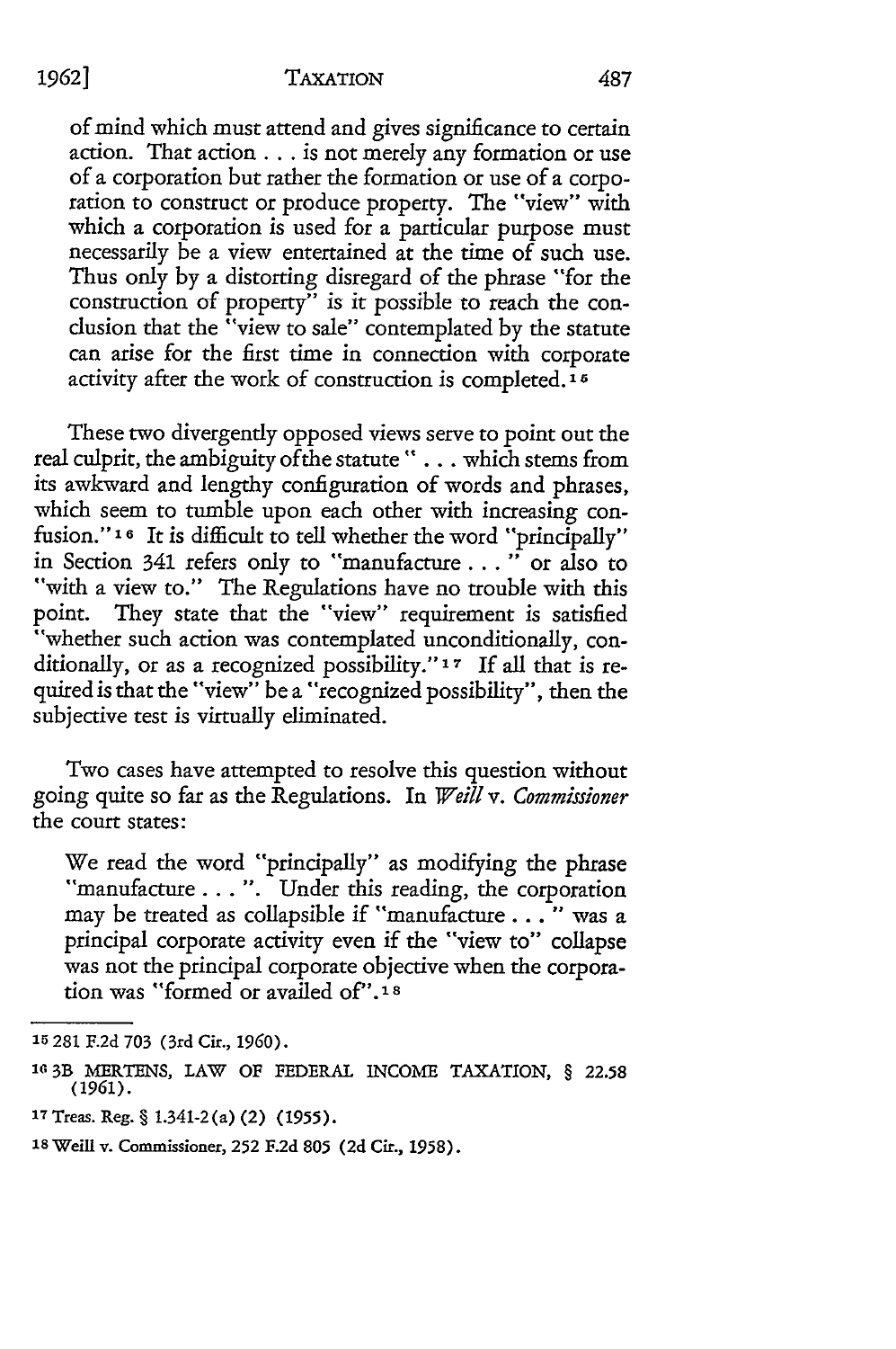of mind which must attend and gives significance to certain action. That action . . . is not merely any formation or use of a corporation but rather the formation or use of a corporation to construct or produce property. The "view" with which a corporation is used for a particular purpose must necessarily be a view entertained at the time of such use. Thus only by a distorting disregard of the phrase "for the construction of property" is it possible to reach the conclusion that the "view to sale" contemplated by the statute can arise for the first time in connection with corporate activity after the work of construction is completed.[15]

These two divergently opposed views serve to point out the real culprit, the ambiguity ofthe statute " . . . which stems from its awkward and lengthy configuration of words and phrases, which seem to tumble upon each other with increasing confusion."[16] It is difficult to tell whether the word "principally" in Section 341 refers only to "manufacture . . . " or also to "with a view to." The Regulations have no trouble with this point. They state that the "view" requirement is satisfied "whether such action was contemplated unconditionally, conditionally, or as a recognized possibility."[17] If all that is required is that the "view" be a "recognized possibility", then the subjective test is virtually eliminated.

Two cases have attempted to resolve this question without going quite so far as the Regulations. In *Weill* v. *Commissioner* the court states:

> We read the word "principally" as modifying the phrase "manufacture . . . ". Under this reading, the corporation may be treated as collapsible if "manufacture . . . " was a principal corporate activity even if the "view to" collapse was not the principal corporate objective when the corporation was "formed or availed of".[18]

---

[15] 281 F.2d 703 (3rd Cir., 1960).

[16] 3B MERTENS, LAW OF FEDERAL INCOME TAXATION, § 22.58 (1961).

[17] Treas. Reg. § 1.341-2(a)(2) (1955).

[18] Weill v. Commissioner, 252 F.2d 805 (2d Cir., 1958).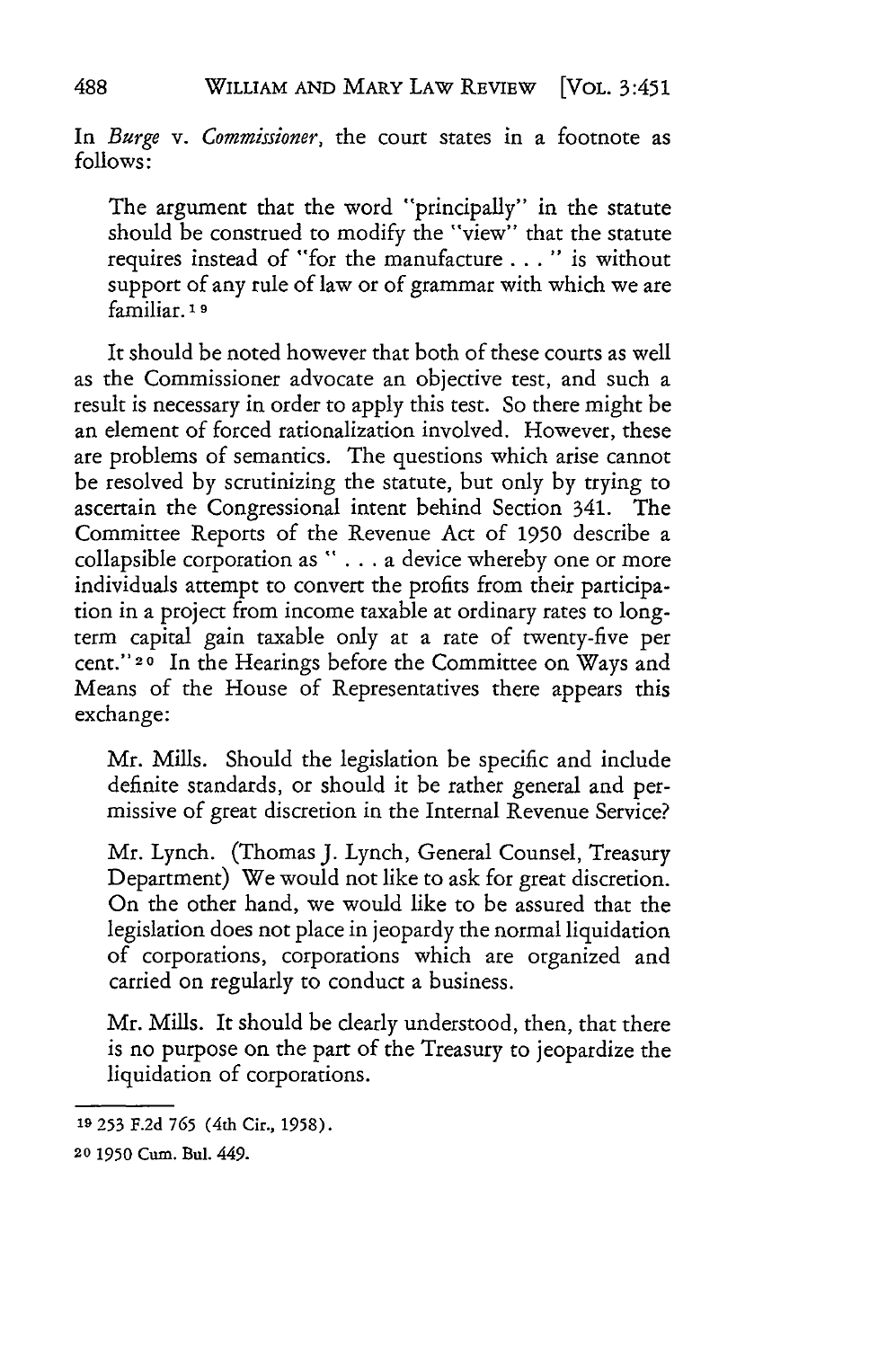In *Burge* v. *Commissioner*, the court states in a footnote as follows:

> The argument that the word "principally" in the statute should be construed to modify the "view" that the statute requires instead of "for the manufacture . . . " is without support of any rule of law or of grammar with which we are familiar.[19]

It should be noted however that both of these courts as well as the Commissioner advocate an objective test, and such a result is necessary in order to apply this test. So there might be an element of forced rationalization involved. However, these are problems of semantics. The questions which arise cannot be resolved by scrutinizing the statute, but only by trying to ascertain the Congressional intent behind Section 341. The Committee Reports of the Revenue Act of 1950 describe a collapsible corporation as " . . . a device whereby one or more individuals attempt to convert the profits from their participation in a project from income taxable at ordinary rates to long-term capital gain taxable only at a rate of twenty-five per cent."[20] In the Hearings before the Committee on Ways and Means of the House of Representatives there appears this exchange:

> Mr. Mills. Should the legislation be specific and include definite standards, or should it be rather general and permissive of great discretion in the Internal Revenue Service?
>
> Mr. Lynch. (Thomas J. Lynch, General Counsel, Treasury Department) We would not like to ask for great discretion. On the other hand, we would like to be assured that the legislation does not place in jeopardy the normal liquidation of corporations, corporations which are organized and carried on regularly to conduct a business.
>
> Mr. Mills. It should be clearly understood, then, that there is no purpose on the part of the Treasury to jeopardize the liquidation of corporations.

---

[19] 253 F.2d 765 (4th Cir., 1958).

[20] 1950 Cum. Bul. 449.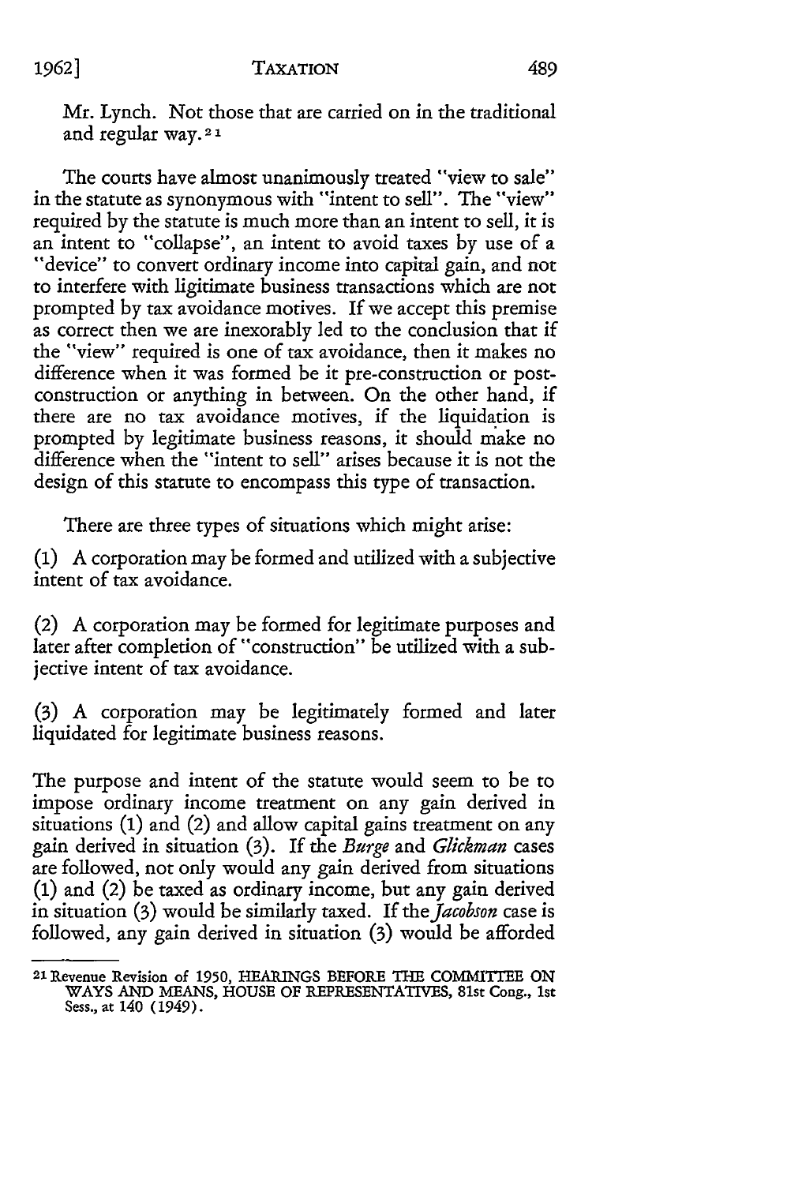Mr. Lynch. Not those that are carried on in the traditional and regular way.[21]

The courts have almost unanimously treated "view to sale" in the statute as synonymous with "intent to sell". The "view" required by the statute is much more than an intent to sell, it is an intent to "collapse", an intent to avoid taxes by use of a "device" to convert ordinary income into capital gain, and not to interfere with legitimate business transactions which are not prompted by tax avoidance motives. If we accept this premise as correct then we are inexorably led to the conclusion that if the "view" required is one of tax avoidance, then it makes no difference when it was formed be it pre-construction or post-construction or anything in between. On the other hand, if there are no tax avoidance motives, if the liquidation is prompted by legitimate business reasons, it should make no difference when the "intent to sell" arises because it is not the design of this statute to encompass this type of transaction.

There are three types of situations which might arise:

(1) A corporation may be formed and utilized with a subjective intent of tax avoidance.

(2) A corporation may be formed for legitimate purposes and later after completion of "construction" be utilized with a subjective intent of tax avoidance.

(3) A corporation may be legitimately formed and later liquidated for legitimate business reasons.

The purpose and intent of the statute would seem to be to impose ordinary income treatment on any gain derived in situations (1) and (2) and allow capital gains treatment on any gain derived in situation (3). If the *Burge* and *Glickman* cases are followed, not only would any gain derived from situations (1) and (2) be taxed as ordinary income, but any gain derived in situation (3) would be similarly taxed. If the *Jacobson* case is followed, any gain derived in situation (3) would be afforded

---

[21] Revenue Revision of 1950, HEARINGS BEFORE THE COMMITTEE ON WAYS AND MEANS, HOUSE OF REPRESENTATIVES, 81st Cong., 1st Sess., at 140 (1949).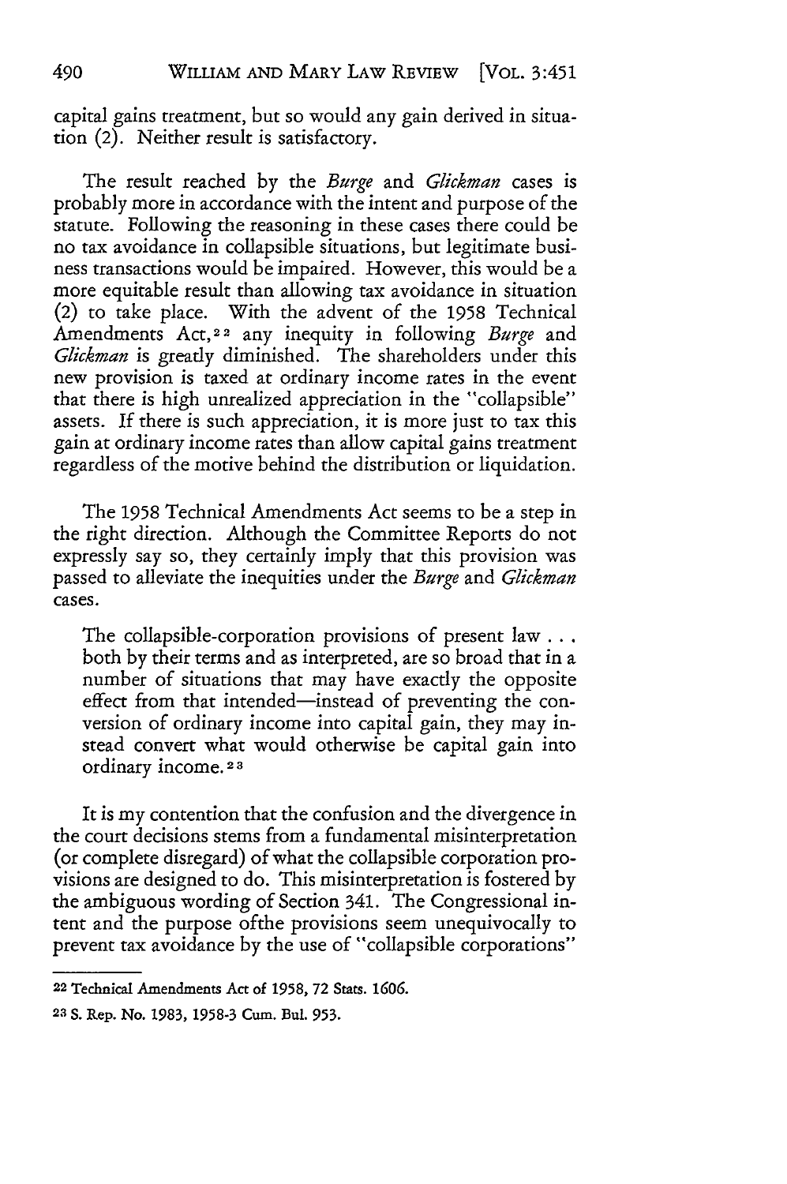capital gains treatment, but so would any gain derived in situation (2). Neither result is satisfactory.

The result reached by the *Burge* and *Glickman* cases is probably more in accordance with the intent and purpose of the statute. Following the reasoning in these cases there could be no tax avoidance in collapsible situations, but legitimate business transactions would be impaired. However, this would be a more equitable result than allowing tax avoidance in situation (2) to take place. With the advent of the 1958 Technical Amendments Act,[22] any inequity in following *Burge* and *Glickman* is greatly diminished. The shareholders under this new provision is taxed at ordinary income rates in the event that there is high unrealized appreciation in the "collapsible" assets. If there is such appreciation, it is more just to tax this gain at ordinary income rates than allow capital gains treatment regardless of the motive behind the distribution or liquidation.

The 1958 Technical Amendments Act seems to be a step in the right direction. Although the Committee Reports do not expressly say so, they certainly imply that this provision was passed to alleviate the inequities under the *Burge* and *Glickman* cases.

> The collapsible-corporation provisions of present law . . . both by their terms and as interpreted, are so broad that in a number of situations that may have exactly the opposite effect from that intended—instead of preventing the conversion of ordinary income into capital gain, they may instead convert what would otherwise be capital gain into ordinary income.[23]

It is my contention that the confusion and the divergence in the court decisions stems from a fundamental misinterpretation (or complete disregard) of what the collapsible corporation provisions are designed to do. This misinterpretation is fostered by the ambiguous wording of Section 341. The Congressional intent and the purpose ofthe provisions seem unequivocally to prevent tax avoidance by the use of "collapsible corporations"

---

[22] Technical Amendments Act of 1958, 72 Stats. 1606.

[23] S. Rep. No. 1983, 1958-3 Cum. Bul. 953.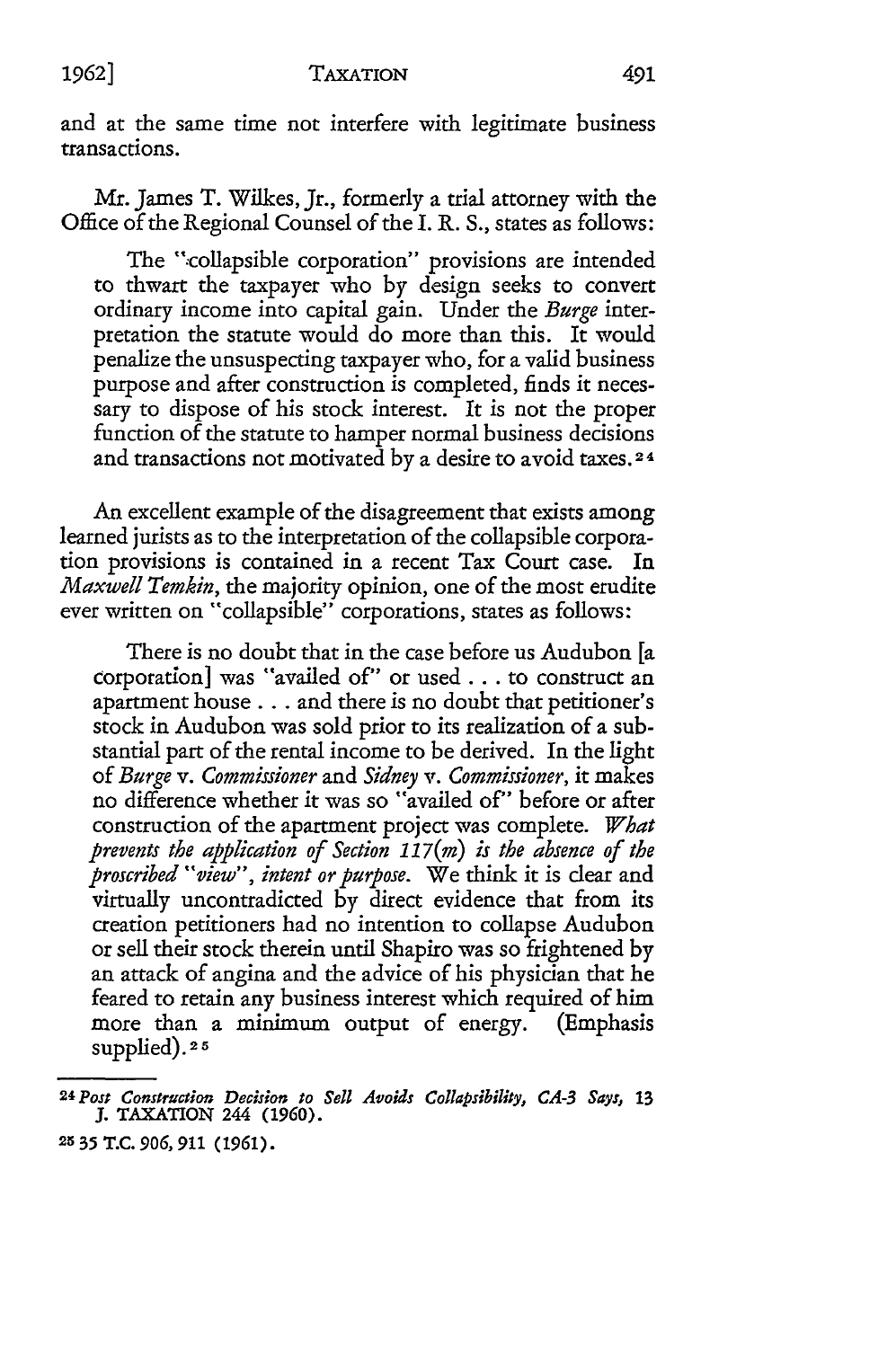and at the same time not interfere with legitimate business transactions.

Mr. James T. Wilkes, Jr., formerly a trial attorney with the Office of the Regional Counsel of the I. R. S., states as follows:

> The "collapsible corporation" provisions are intended to thwart the taxpayer who by design seeks to convert ordinary income into capital gain. Under the *Burge* interpretation the statute would do more than this. It would penalize the unsuspecting taxpayer who, for a valid business purpose and after construction is completed, finds it necessary to dispose of his stock interest. It is not the proper function of the statute to hamper normal business decisions and transactions not motivated by a desire to avoid taxes.[24]

An excellent example of the disagreement that exists among learned jurists as to the interpretation of the collapsible corporation provisions is contained in a recent Tax Court case. In *Maxwell Temkin*, the majority opinion, one of the most erudite ever written on "collapsible" corporations, states as follows:

> There is no doubt that in the case before us Audubon [a corporation] was "availed of" or used . . . to construct an apartment house . . . and there is no doubt that petitioner's stock in Audubon was sold prior to its realization of a substantial part of the rental income to be derived. In the light of *Burge* v. *Commissioner* and *Sidney* v. *Commissioner*, it makes no difference whether it was so "availed of" before or after construction of the apartment project was complete. *What prevents the application of Section 117(m) is the absence of the proscribed "view", intent or purpose.* We think it is clear and virtually uncontradicted by direct evidence that from its creation petitioners had no intention to collapse Audubon or sell their stock therein until Shapiro was so frightened by an attack of angina and the advice of his physician that he feared to retain any business interest which required of him more than a minimum output of energy. (Emphasis supplied).[25]

---

[24] *Post Construction Decision to Sell Avoids Collapsibility, CA-3 Says,* 13 J. TAXATION 244 (1960).

[25] 35 T.C. 906, 911 (1961).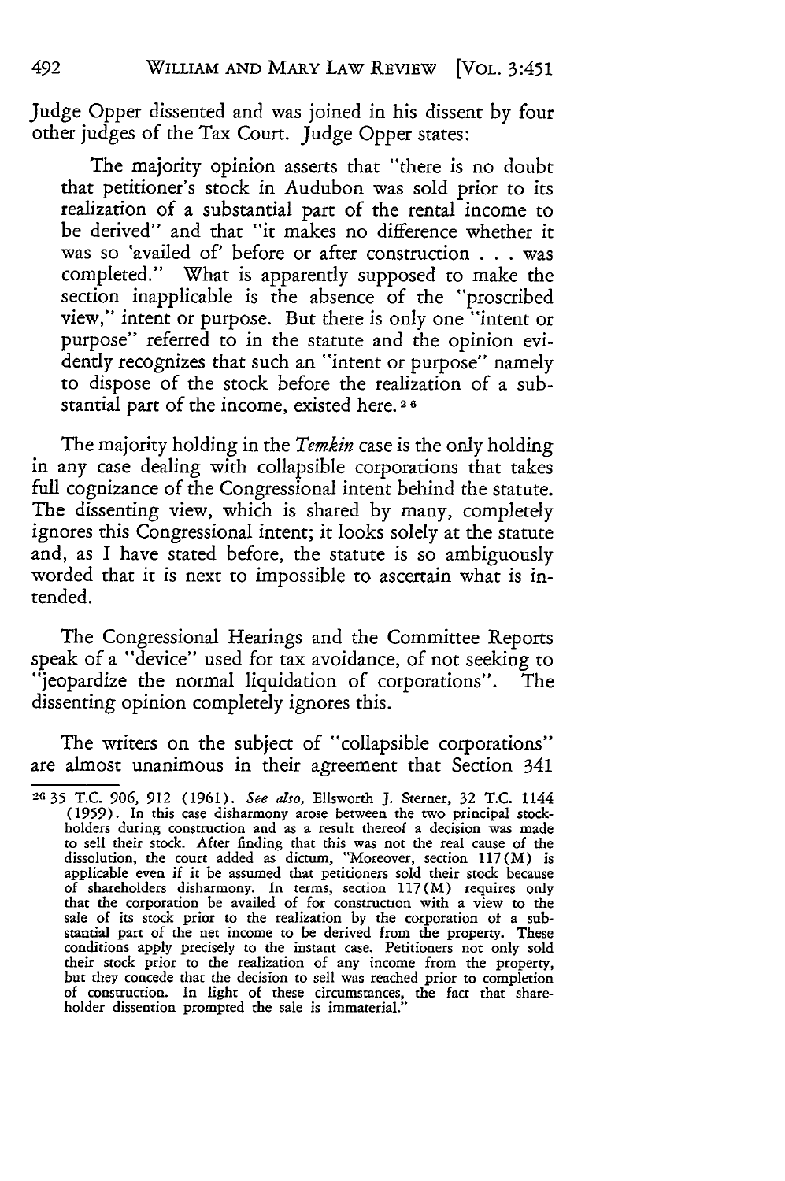Judge Opper dissented and was joined in his dissent by four other judges of the Tax Court. Judge Opper states:

> The majority opinion asserts that "there is no doubt that petitioner's stock in Audubon was sold prior to its realization of a substantial part of the rental income to be derived" and that "it makes no difference whether it was so 'availed of' before or after construction . . . was completed." What is apparently supposed to make the section inapplicable is the absence of the "proscribed view," intent or purpose. But there is only one "intent or purpose" referred to in the statute and the opinion evidently recognizes that such an "intent or purpose" namely to dispose of the stock before the realization of a substantial part of the income, existed here.[26]

The majority holding in the *Temkin* case is the only holding in any case dealing with collapsible corporations that takes full cognizance of the Congressional intent behind the statute. The dissenting view, which is shared by many, completely ignores this Congressional intent; it looks solely at the statute and, as I have stated before, the statute is so ambiguously worded that it is next to impossible to ascertain what is intended.

The Congressional Hearings and the Committee Reports speak of a "device" used for tax avoidance, of not seeking to "jeopardize the normal liquidation of corporations". The dissenting opinion completely ignores this.

The writers on the subject of "collapsible corporations" are almost unanimous in their agreement that Section 341

---

[26] 35 T.C. 906, 912 (1961). *See also,* Ellsworth J. Sterner, 32 T.C. 1144 (1959). In this case disharmony arose between the two principal stockholders during construction and as a result thereof a decision was made to sell their stock. After finding that this was not the real cause of the dissolution, the court added as dictum, "Moreover, section 117(M) is applicable even if it be assumed that petitioners sold their stock because of shareholders disharmony. In terms, section 117(M) requires only that the corporation be availed of for construction with a view to the sale of its stock prior to the realization by the corporation of a substantial part of the net income to be derived from the property. These conditions apply precisely to the instant case. Petitioners not only sold their stock prior to the realization of any income from the property, but they concede that the decision to sell was reached prior to completion of construction. In light of these circumstances, the fact that shareholder dissention prompted the sale is immaterial."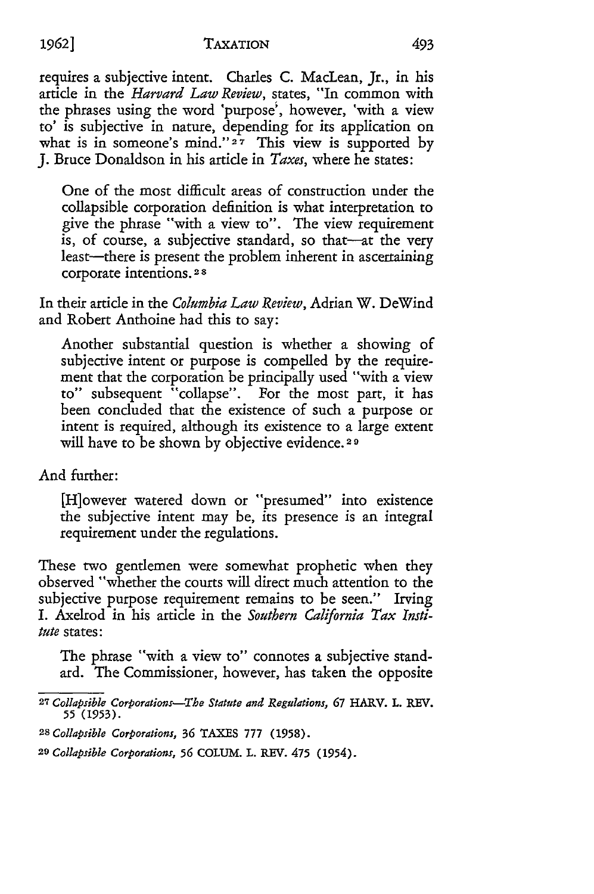requires a subjective intent. Charles C. MacLean, Jr., in his article in the *Harvard Law Review*, states, "In common with the phrases using the word 'purpose', however, 'with a view to' is subjective in nature, depending for its application on what is in someone's mind."[27] This view is supported by J. Bruce Donaldson in his article in *Taxes*, where he states:

> One of the most difficult areas of construction under the collapsible corporation definition is what interpretation to give the phrase "with a view to". The view requirement is, of course, a subjective standard, so that—at the very least—there is present the problem inherent in ascertaining corporate intentions.[28]

In their article in the *Columbia Law Review*, Adrian W. DeWind and Robert Anthoine had this to say:

> Another substantial question is whether a showing of subjective intent or purpose is compelled by the requirement that the corporation be principally used "with a view to" subsequent "collapse". For the most part, it has been concluded that the existence of such a purpose or intent is required, although its existence to a large extent will have to be shown by objective evidence.[29]

And further:

> [H]owever watered down or "presumed" into existence the subjective intent may be, its presence is an integral requirement under the regulations.

These two gentlemen were somewhat prophetic when they observed "whether the courts will direct much attention to the subjective purpose requirement remains to be seen." Irving I. Axelrod in his article in the *Southern California Tax Institute* states:

> The phrase "with a view to" connotes a subjective standard. The Commissioner, however, has taken the opposite

---

[27] *Collapsible Corporations—The Statute and Regulations*, 67 HARV. L. REV. 55 (1953).

[28] *Collapsible Corporations*, 36 TAXES 777 (1958).

[29] *Collapsible Corporations*, 56 COLUM. L. REV. 475 (1954).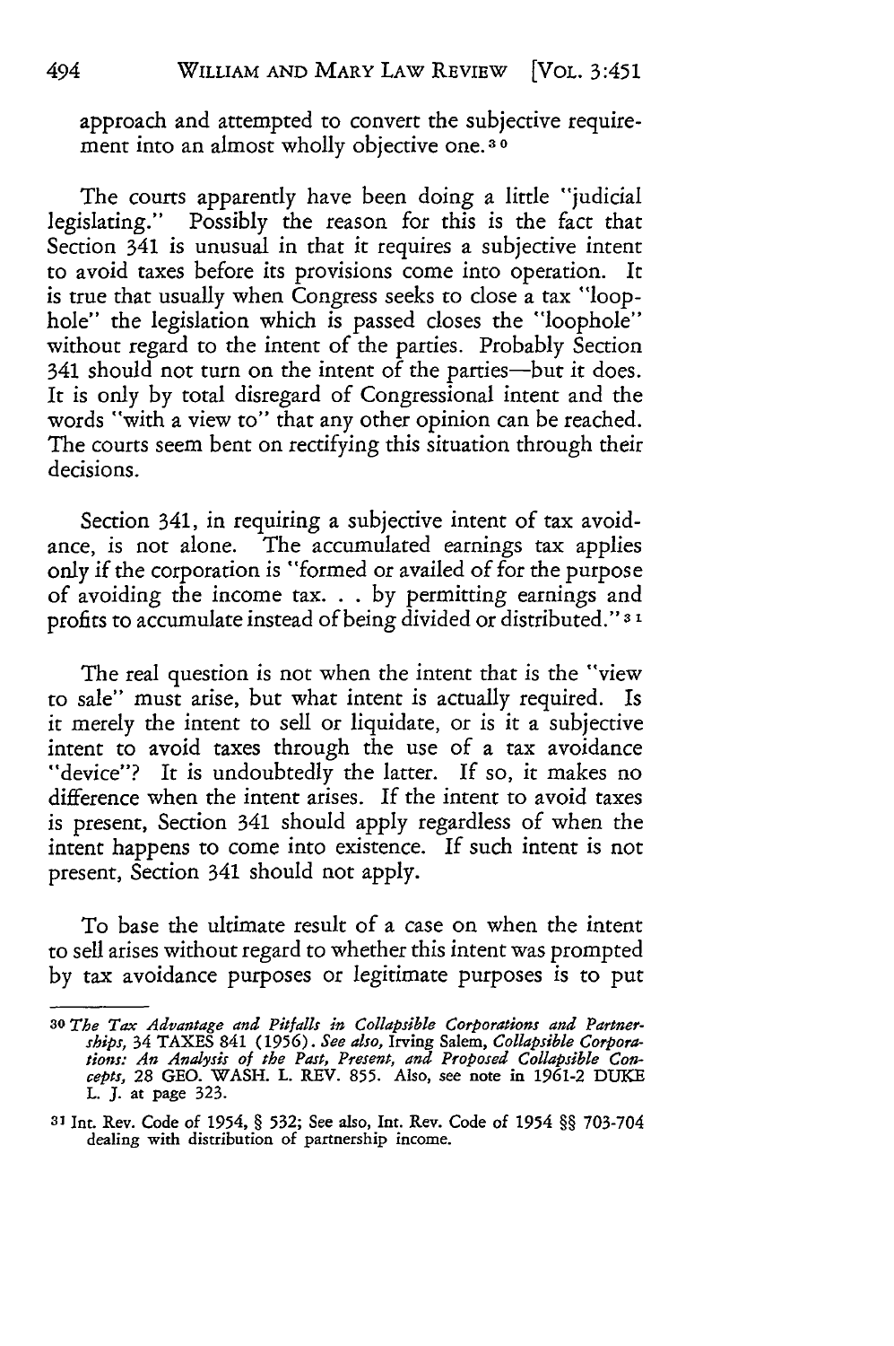approach and attempted to convert the subjective requirement into an almost wholly objective one.[30]

The courts apparently have been doing a little "judicial legislating." Possibly the reason for this is the fact that Section 341 is unusual in that it requires a subjective intent to avoid taxes before its provisions come into operation. It is true that usually when Congress seeks to close a tax "loophole" the legislation which is passed closes the "loophole" without regard to the intent of the parties. Probably Section 341 should not turn on the intent of the parties—but it does. It is only by total disregard of Congressional intent and the words "with a view to" that any other opinion can be reached. The courts seem bent on rectifying this situation through their decisions.

Section 341, in requiring a subjective intent of tax avoidance, is not alone. The accumulated earnings tax applies only if the corporation is "formed or availed of for the purpose of avoiding the income tax. . . by permitting earnings and profits to accumulate instead of being divided or distributed."[31]

The real question is not when the intent that is the "view to sale" must arise, but what intent is actually required. Is it merely the intent to sell or liquidate, or is it a subjective intent to avoid taxes through the use of a tax avoidance "device"? It is undoubtedly the latter. If so, it makes no difference when the intent arises. If the intent to avoid taxes is present, Section 341 should apply regardless of when the intent happens to come into existence. If such intent is not present, Section 341 should not apply.

To base the ultimate result of a case on when the intent to sell arises without regard to whether this intent was prompted by tax avoidance purposes or legitimate purposes is to put

---

[30] *The Tax Advantage and Pitfalls in Collapsible Corporations and Partnerships*, 34 TAXES 841 (1956). *See also*, Irving Salem, *Collapsible Corporations: An Analysis of the Past, Present, and Proposed Collapsible Concepts*, 28 GEO. WASH. L. REV. 855. Also, see note in 1961-2 DUKE L. J. at page 323.

[31] Int. Rev. Code of 1954, § 532; See also, Int. Rev. Code of 1954 §§ 703-704 dealing with distribution of partnership income.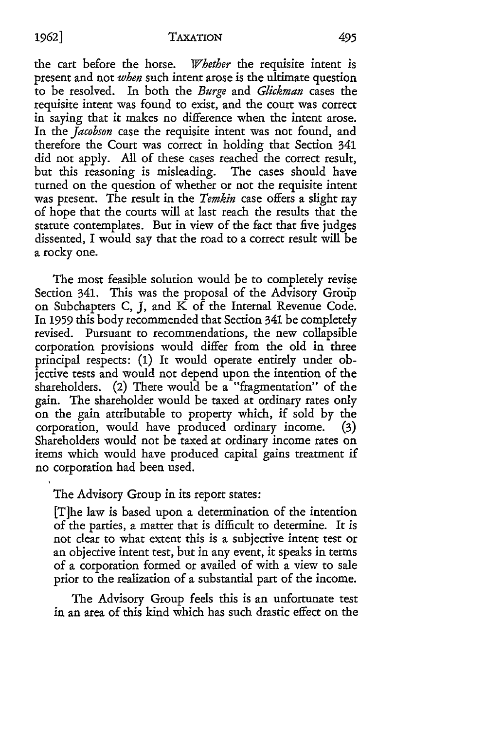the cart before the horse. *Whether* the requisite intent is present and not *when* such intent arose is the ultimate question to be resolved. In both the *Burge* and *Glickman* cases the requisite intent was found to exist, and the court was correct in saying that it makes no difference when the intent arose. In the *Jacobson* case the requisite intent was not found, and therefore the Court was correct in holding that Section 341 did not apply. All of these cases reached the correct result, but this reasoning is misleading. The cases should have turned on the question of whether or not the requisite intent was present. The result in the *Temkin* case offers a slight ray of hope that the courts will at last reach the results that the statute contemplates. But in view of the fact that five judges dissented, I would say that the road to a correct result will be a rocky one.

The most feasible solution would be to completely revise Section 341. This was the proposal of the Advisory Group on Subchapters C, J, and K of the Internal Revenue Code. In 1959 this body recommended that Section 341 be completely revised. Pursuant to recommendations, the new collapsible corporation provisions would differ from the old in three principal respects: (1) It would operate entirely under objective tests and would not depend upon the intention of the shareholders. (2) There would be a "fragmentation" of the gain. The shareholder would be taxed at ordinary rates only on the gain attributable to property which, if sold by the corporation, would have produced ordinary income. (3) Shareholders would not be taxed at ordinary income rates on items which would have produced capital gains treatment if no corporation had been used.

The Advisory Group in its report states:

> [T]he law is based upon a determination of the intention of the parties, a matter that is difficult to determine. It is not clear to what extent this is a subjective intent test or an objective intent test, but in any event, it speaks in terms of a corporation formed or availed of with a view to sale prior to the realization of a substantial part of the income.
>
> The Advisory Group feels this is an unfortunate test in an area of this kind which has such drastic effect on the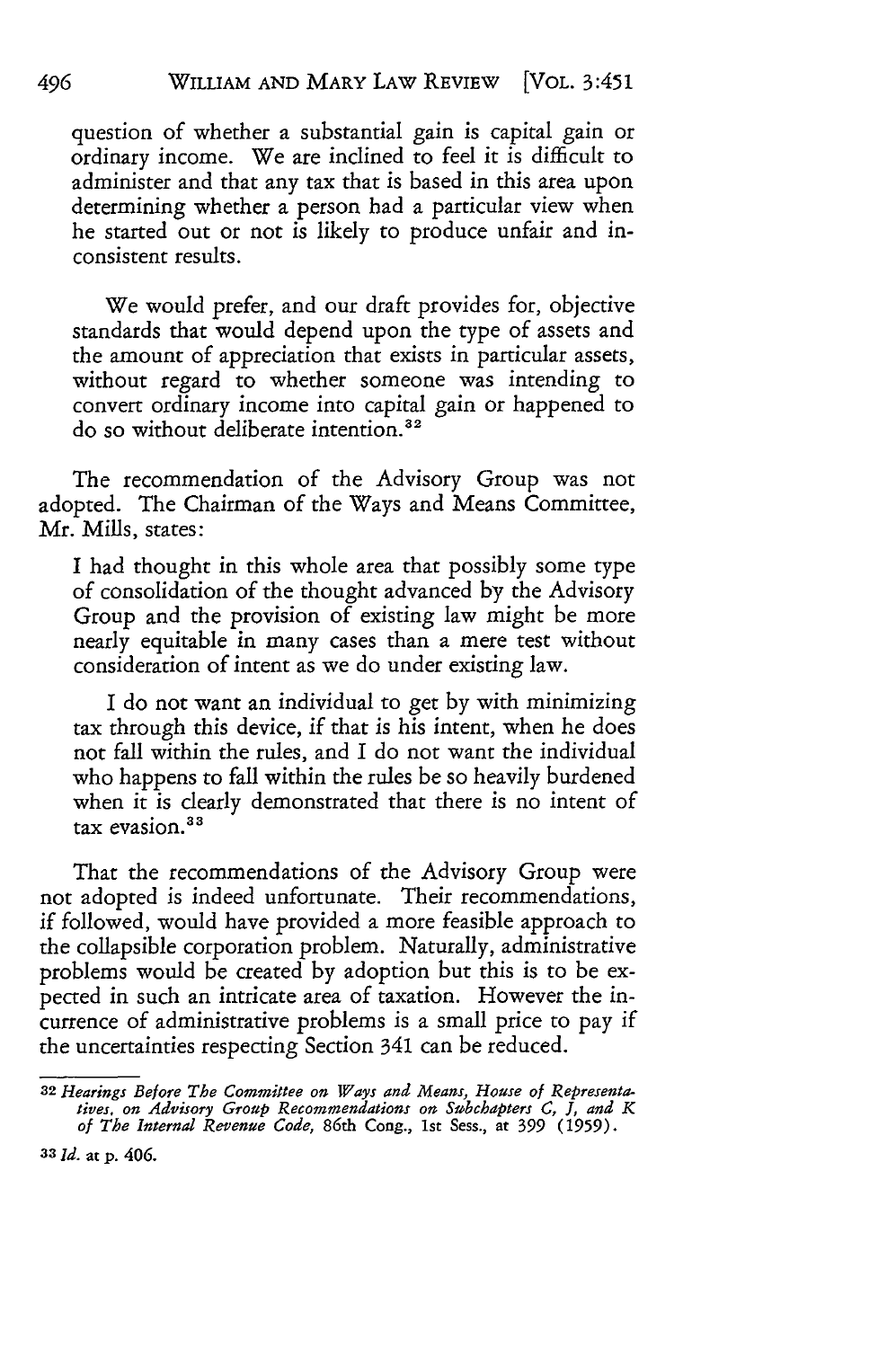question of whether a substantial gain is capital gain or ordinary income. We are inclined to feel it is difficult to administer and that any tax that is based in this area upon determining whether a person had a particular view when he started out or not is likely to produce unfair and inconsistent results.

> We would prefer, and our draft provides for, objective standards that would depend upon the type of assets and the amount of appreciation that exists in particular assets, without regard to whether someone was intending to convert ordinary income into capital gain or happened to do so without deliberate intention.[32]

The recommendation of the Advisory Group was not adopted. The Chairman of the Ways and Means Committee, Mr. Mills, states:

> I had thought in this whole area that possibly some type of consolidation of the thought advanced by the Advisory Group and the provision of existing law might be more nearly equitable in many cases than a mere test without consideration of intent as we do under existing law.
>
> I do not want an individual to get by with minimizing tax through this device, if that is his intent, when he does not fall within the rules, and I do not want the individual who happens to fall within the rules be so heavily burdened when it is clearly demonstrated that there is no intent of tax evasion.[33]

That the recommendations of the Advisory Group were not adopted is indeed unfortunate. Their recommendations, if followed, would have provided a more feasible approach to the collapsible corporation problem. Naturally, administrative problems would be created by adoption but this is to be expected in such an intricate area of taxation. However the incurrence of administrative problems is a small price to pay if the uncertainties respecting Section 341 can be reduced.

---

[32] *Hearings Before The Committee on Ways and Means, House of Representatives, on Advisory Group Recommendations on Subchapters C, J, and K of The Internal Revenue Code*, 86th Cong., 1st Sess., at 399 (1959).

[33] *Id.* at p. 406.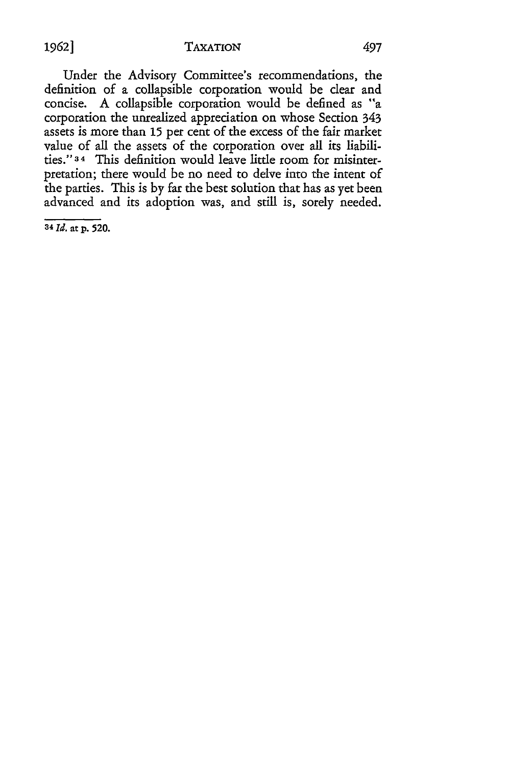Under the Advisory Committee's recommendations, the definition of a collapsible corporation would be clear and concise. A collapsible corporation would be defined as "a corporation the unrealized appreciation on whose Section 343 assets is more than 15 per cent of the excess of the fair market value of all the assets of the corporation over all its liabilities."[34] This definition would leave little room for misinterpretation; there would be no need to delve into the intent of the parties. This is by far the best solution that has as yet been advanced and its adoption was, and still is, sorely needed.

---

[34] *Id.* at p. 520.